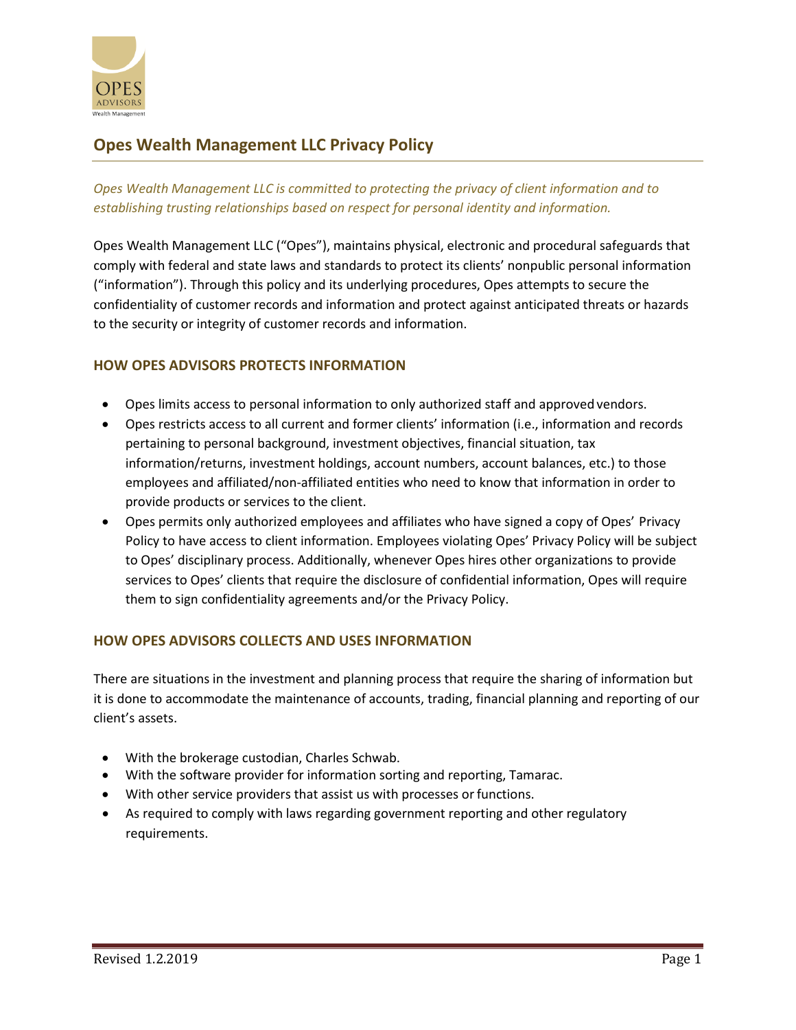# Opes Wealth Management LLC Privacy Policy

*Opes Wealth Management LLC is committed to protecting the privacy of client information and to establishing trusting relationships based on respect for personal identity and information.*

Opes Wealth Management LLC ("Opes"), maintains physical, electronic and procedural safeguards that comply with federal and state laws and standards to protect its clients' nonpublic personal information ("information"). Through this policy and its underlying procedures, Opes attempts to secure the confidentiality of customer records and information and protect against anticipated threats or hazards to the security or integrity of customer records and information.

## HOW OPES ADVISORS PROTECTS INFORMATION

- Opes limits access to personal information to only authorized staff and approved vendors.
- Opes restricts access to all current and former clients' information (i.e., information and records pertaining to personal background, investment objectives, financial situation, tax information/returns, investment holdings, account numbers, account balances, etc.) to those employees and affiliated/non-affiliated entities who need to know that information in order to provide products or services to the client.
- Opes permits only authorized employees and affiliates who have signed a copy of Opes' Privacy Policy to have access to client information. Employees violating Opes' Privacy Policy will be subject to Opes' disciplinary process. Additionally, whenever Opes hires other organizations to provide services to Opes' clients that require the disclosure of confidential information, Opes will require them to sign confidentiality agreements and/or the Privacy Policy.

## HOW OPES ADVISORS COLLECTS AND USES INFORMATION

There are situations in the investment and planning process that require the sharing of information but it is done to accommodate the maintenance of accounts, trading, financial planning and reporting of our client's assets.

- With the brokerage custodian, Charles Schwab.
- With the software provider for information sorting and reporting, Tamarac.
- With other service providers that assist us with processes or functions.
- As required to comply with laws regarding government reporting and other regulatory requirements.

Revised 1.2.2019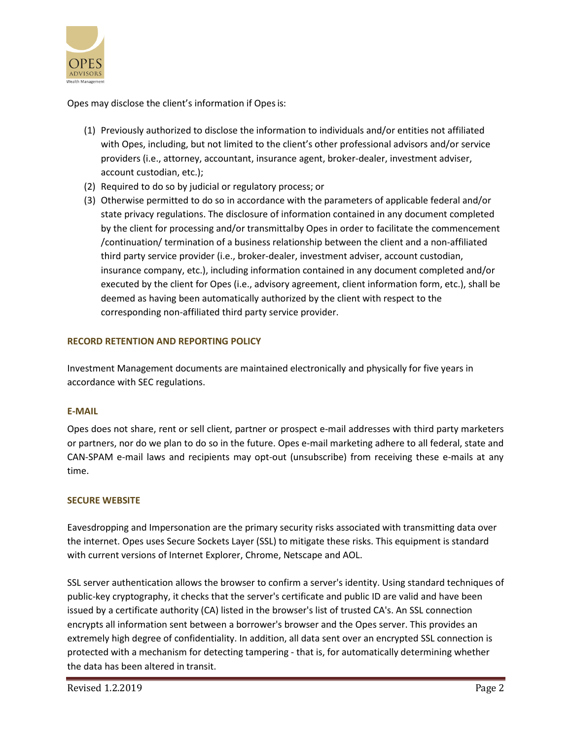Opes may disclose the client's information if Opes is:

(1) Previously authorized to disclose the information to individuals and/or entities not affiliated with Opes, including, but not limited to the client's other professional advisors and/or service providers (i.e., attorney, accountant, insurance agent, broker-dealer, investment adviser, account custodian, etc.);
(2) Required to do so by judicial or regulatory process; or
(3) Otherwise permitted to do so in accordance with the parameters of applicable federal and/or state privacy regulations. The disclosure of information contained in any document completed by the client for processing and/or transmittalby Opes in order to facilitate the commencement /continuation/ termination of a business relationship between the client and a non-affiliated third party service provider (i.e., broker-dealer, investment adviser, account custodian, insurance company, etc.), including information contained in any document completed and/or executed by the client for Opes (i.e., advisory agreement, client information form, etc.), shall be deemed as having been automatically authorized by the client with respect to the corresponding non-affiliated third party service provider.

**RECORD RETENTION AND REPORTING POLICY**

Investment Management documents are maintained electronically and physically for five years in accordance with SEC regulations.

**E-MAIL**

Opes does not share, rent or sell client, partner or prospect e-mail addresses with third party marketers or partners, nor do we plan to do so in the future. Opes e-mail marketing adhere to all federal, state and CAN-SPAM e-mail laws and recipients may opt-out (unsubscribe) from receiving these e-mails at any time.

**SECURE WEBSITE**

Eavesdropping and Impersonation are the primary security risks associated with transmitting data over the internet. Opes uses Secure Sockets Layer (SSL) to mitigate these risks. This equipment is standard with current versions of Internet Explorer, Chrome, Netscape and AOL.

SSL server authentication allows the browser to confirm a server's identity. Using standard techniques of public-key cryptography, it checks that the server's certificate and public ID are valid and have been issued by a certificate authority (CA) listed in the browser's list of trusted CA's. An SSL connection encrypts all information sent between a borrower's browser and the Opes server. This provides an extremely high degree of confidentiality. In addition, all data sent over an encrypted SSL connection is protected with a mechanism for detecting tampering - that is, for automatically determining whether the data has been altered in transit.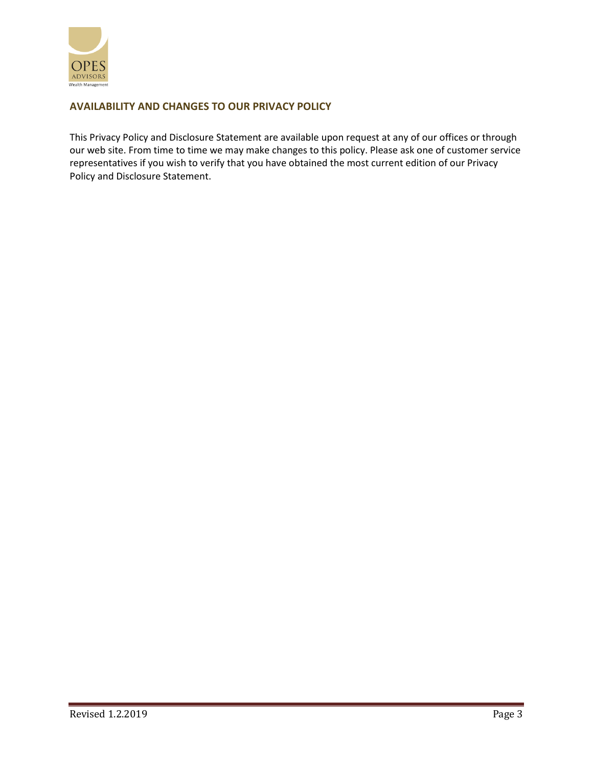## AVAILABILITY AND CHANGES TO OUR PRIVACY POLICY

This Privacy Policy and Disclosure Statement are available upon request at any of our offices or through our web site. From time to time we may make changes to this policy. Please ask one of customer service representatives if you wish to verify that you have obtained the most current edition of our Privacy Policy and Disclosure Statement.